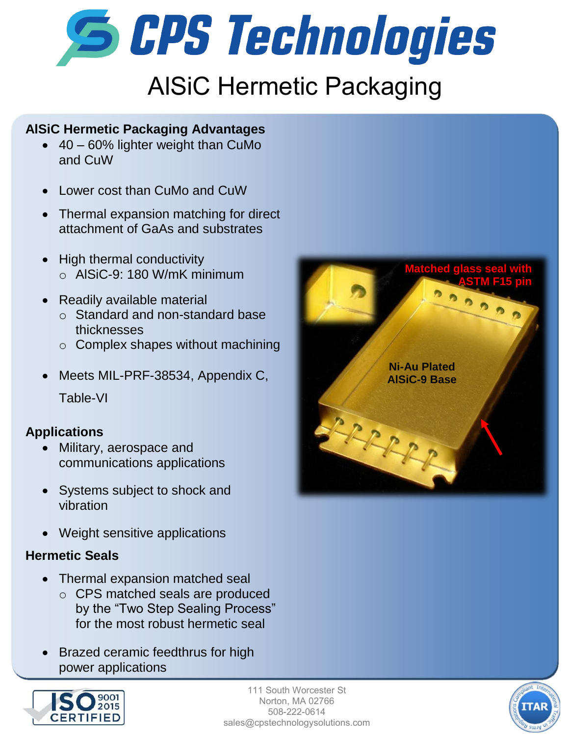# CPS Technologies

## AlSiC Hermetic Packaging

### AlSiC Hermetic Packaging Advantages

- 40 – 60% lighter weight than CuMo and CuW
- Lower cost than CuMo and CuW
- Thermal expansion matching for direct attachment of GaAs and substrates
- High thermal conductivity
  - AlSiC-9: 180 W/mK minimum
- Readily available material
  - Standard and non-standard base thicknesses
  - Complex shapes without machining
- Meets MIL-PRF-38534, Appendix C, Table-VI

### Applications

- Military, aerospace and communications applications
- Systems subject to shock and vibration
- Weight sensitive applications

### Hermetic Seals

- Thermal expansion matched seal
  - CPS matched seals are produced by the "Two Step Sealing Process" for the most robust hermetic seal
- Brazed ceramic feedthrus for high power applications

Matched glass seal with ASTM F15 pin

Ni-Au Plated AlSiC-9 Base

ISO 9001 2015 CERTIFIED

111 South Worcester St
Norton, MA 02766
508-222-0614
sales@cpstechnologysolutions.com

ITAR Compliant International Traffic in Arms Regulations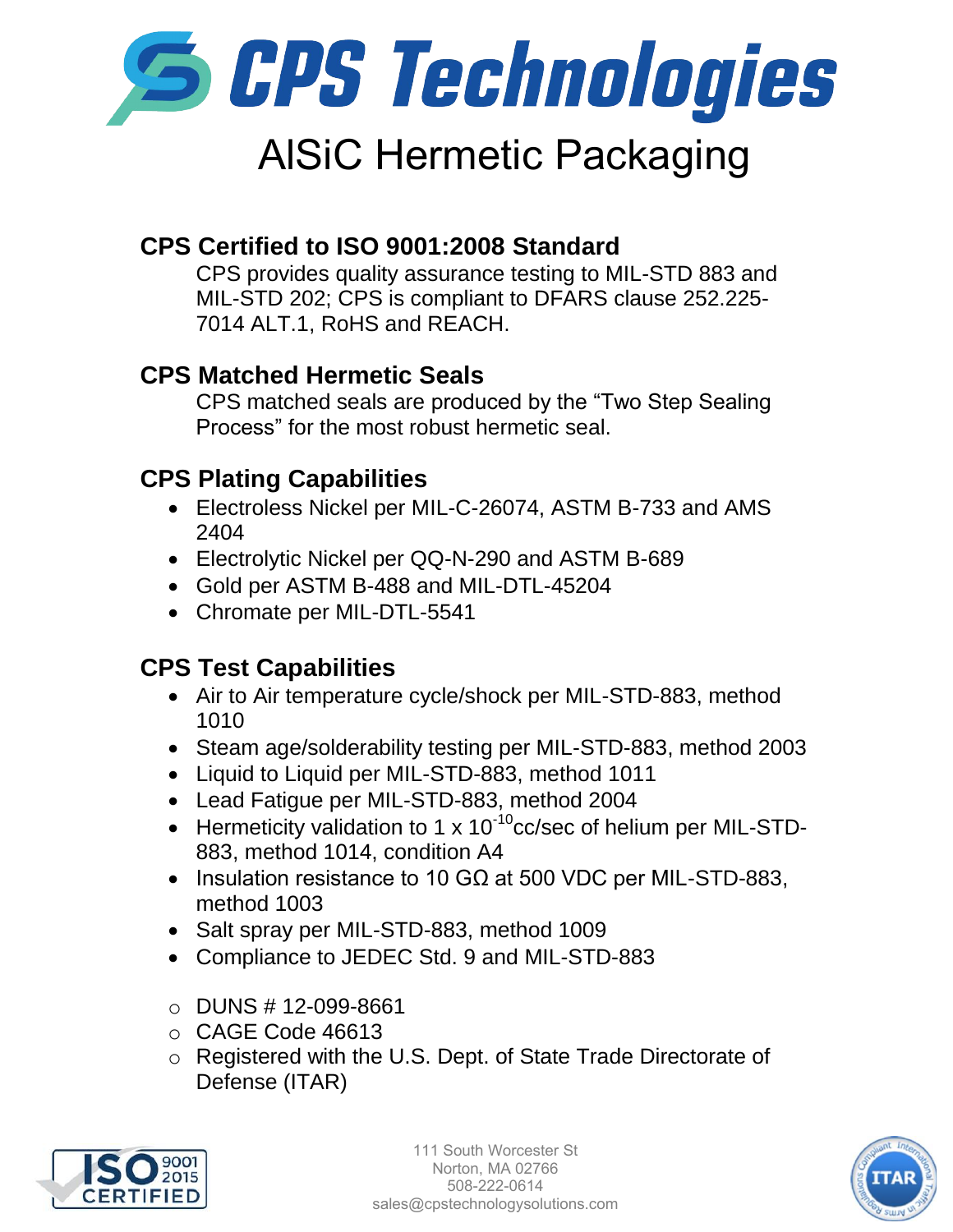# CPS Technologies

## AlSiC Hermetic Packaging

### CPS Certified to ISO 9001:2008 Standard

CPS provides quality assurance testing to MIL-STD 883 and MIL-STD 202; CPS is compliant to DFARS clause 252.225-7014 ALT.1, RoHS and REACH.

### CPS Matched Hermetic Seals

CPS matched seals are produced by the "Two Step Sealing Process" for the most robust hermetic seal.

### CPS Plating Capabilities

- Electroless Nickel per MIL-C-26074, ASTM B-733 and AMS 2404
- Electrolytic Nickel per QQ-N-290 and ASTM B-689
- Gold per ASTM B-488 and MIL-DTL-45204
- Chromate per MIL-DTL-5541

### CPS Test Capabilities

- Air to Air temperature cycle/shock per MIL-STD-883, method 1010
- Steam age/solderability testing per MIL-STD-883, method 2003
- Liquid to Liquid per MIL-STD-883, method 1011
- Lead Fatigue per MIL-STD-883, method 2004
- Hermeticity validation to 1 x $10^{-10}$cc/sec of helium per MIL-STD-883, method 1014, condition A4
- Insulation resistance to 10 GΩ at 500 VDC per MIL-STD-883, method 1003
- Salt spray per MIL-STD-883, method 1009
- Compliance to JEDEC Std. 9 and MIL-STD-883

  - DUNS # 12-099-8661
  - CAGE Code 46613
  - Registered with the U.S. Dept. of State Trade Directorate of Defense (ITAR)

ISO 9001 2015 CERTIFIED

111 South Worcester St
Norton, MA 02766
508-222-0614
sales@cpstechnologysolutions.com

ITAR – Compliant International Traffic in Arms Regulations